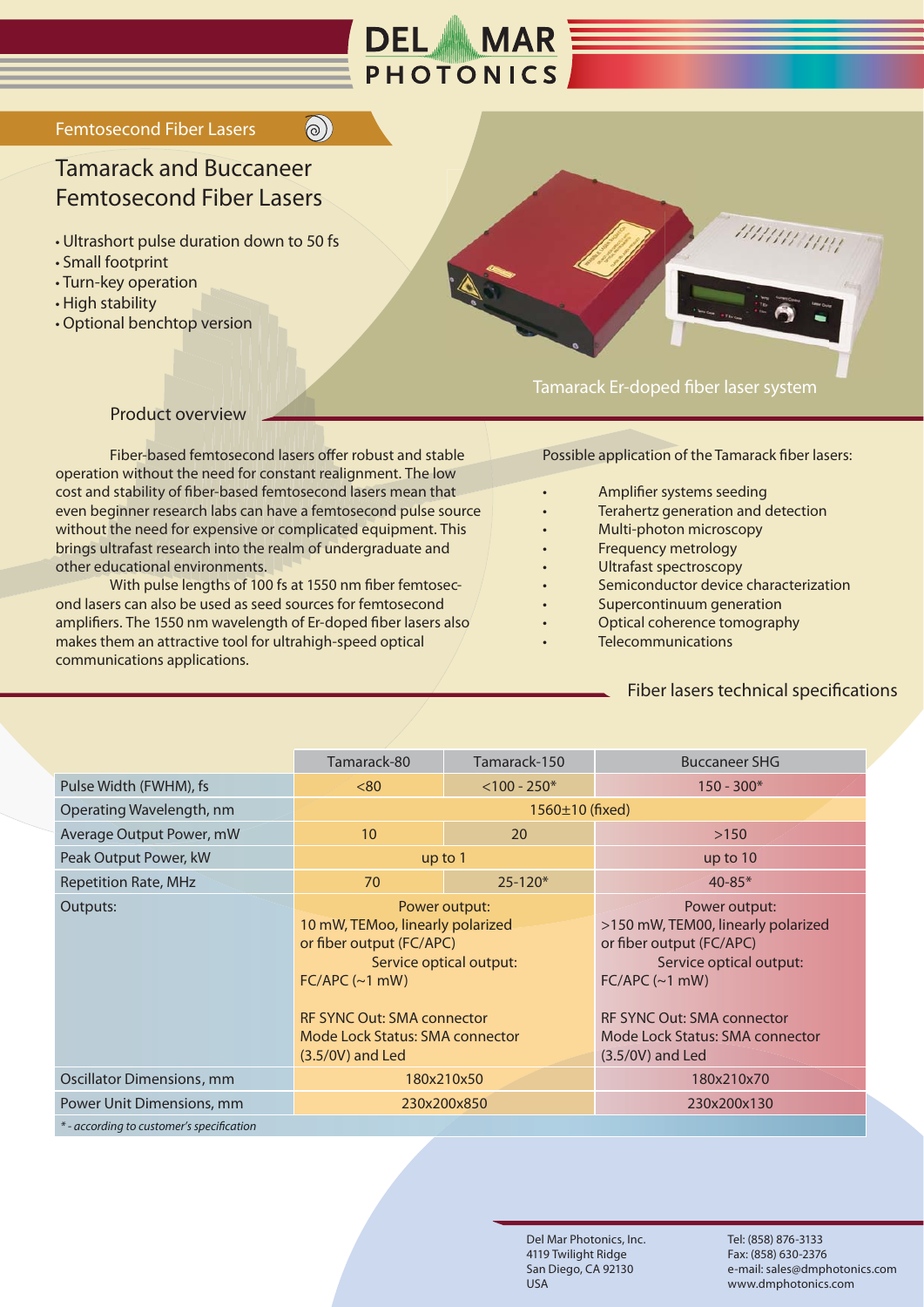Femtosecond Fiber Lasers

# Tamarack and Buccaneer Femtosecond Fiber Lasers

- Ultrashort pulse duration down to 50 fs
- Small footprint
- Turn-key operation
- High stability
- Optional benchtop version

Tamarack Er-doped fiber laser system

## Product overview

Fiber-based femtosecond lasers offer robust and stable operation without the need for constant realignment. The low cost and stability of fiber-based femtosecond lasers mean that even beginner research labs can have a femtosecond pulse source without the need for expensive or complicated equipment. This brings ultrafast research into the realm of undergraduate and other educational environments.

With pulse lengths of 100 fs at 1550 nm fiber femtosecond lasers can also be used as seed sources for femtosecond amplifiers. The 1550 nm wavelength of Er-doped fiber lasers also makes them an attractive tool for ultrahigh-speed optical communications applications.

Possible application of the Tamarack fiber lasers:

- Amplifier systems seeding
- Terahertz generation and detection
- Multi-photon microscopy
- Frequency metrology
- Ultrafast spectroscopy
- Semiconductor device characterization
- Supercontinuum generation
- Optical coherence tomography
- Telecommunications

## Fiber lasers technical specifications

| | Tamarack-80 | Tamarack-150 | Buccaneer SHG |
|---|---|---|---|
| Pulse Width (FWHM), fs | <80 | <100 - 250* | 150 - 300* |
| Operating Wavelength, nm | 1560±10 (fixed) | | |
| Average Output Power, mW | 10 | 20 | >150 |
| Peak Output Power, kW | up to 1 | | up to 10 |
| Repetition Rate, MHz | 70 | 25-120* | 40-85* |
| Outputs: | Power output: 10 mW, TEMoo, linearly polarized or fiber output (FC/APC) Service optical output: FC/APC (~1 mW) RF SYNC Out: SMA connector Mode Lock Status: SMA connector (3.5/0V) and Led | | Power output: >150 mW, TEM00, linearly polarized or fiber output (FC/APC) Service optical output: FC/APC (~1 mW) RF SYNC Out: SMA connector Mode Lock Status: SMA connector (3.5/0V) and Led |
| Oscillator Dimensions, mm | 180x210x50 | | 180x210x70 |
| Power Unit Dimensions, mm | 230x200x850 | | 230x200x130 |

*\* - according to customer's specification*

Del Mar Photonics, Inc.
4119 Twilight Ridge
San Diego, CA 92130
USA

Tel: (858) 876-3133
Fax: (858) 630-2376
e-mail: sales@dmphotonics.com
www.dmphotonics.com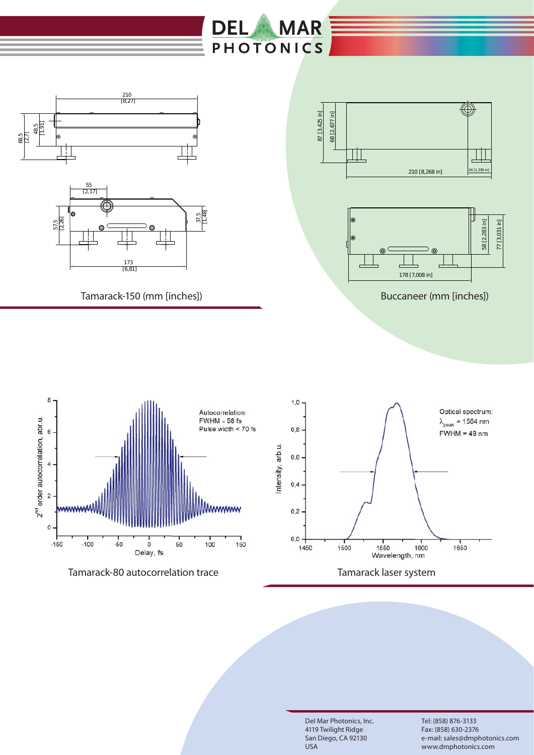210
[8,27]

68,5
[2,7]

48,5
[1,91]

55
[2,17]

57,5
[2,26]

37,5
[1,48]

173
[6,81]

Tamarack-150 (mm [inches])

87 [3,425 in]

68 [2,677 in]

210 [8,268 in]

34 [1,339 in]

58 [2,283 in]

77 [3,031 in]

178 [7,008 in]

Buccaneer (mm [inches])

Autocorrelation:
FWHM ≈ 98 fs
Pulse width < 70 fs

2nd order autocorrelation, abr.u.

Delay, fs

Tamarack-80 autocorrelation trace

Optical spectrum:
$\lambda_{peak}$ = 1564 nm
FWHM = 49 nm

Intensity, arb.u.

Wavelength, nm

Tamarack laser system

Del Mar Photonics, Inc.
4119 Twilight Ridge
San Diego, CA 92130
USA

Tel: (858) 876-3133
Fax: (858) 630-2376
e-mail: sales@dmphotonics.com
www.dmphotonics.com